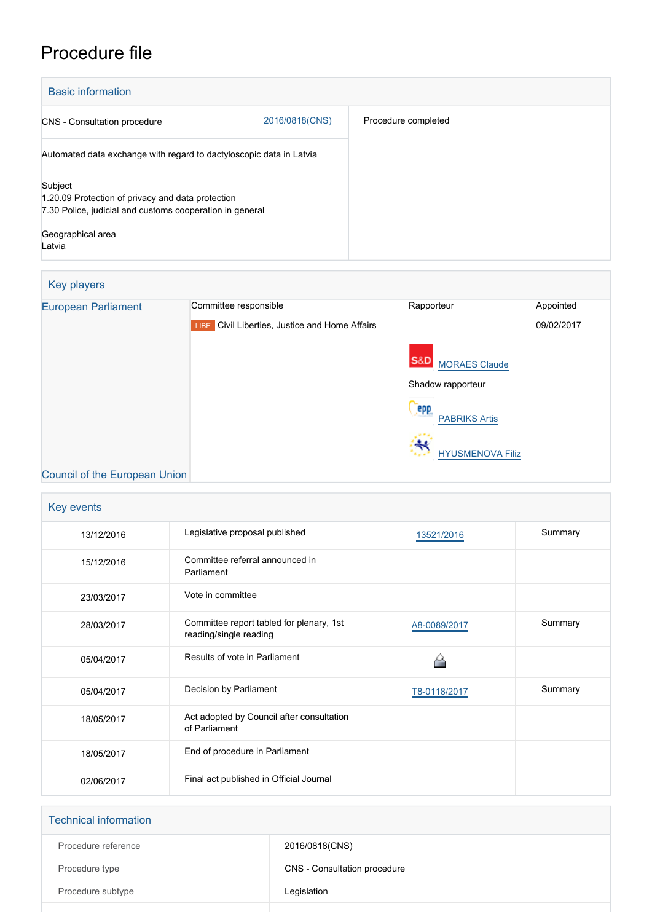# Procedure file

## Basic information

| | | |
|---|---|---|
| CNS - Consultation procedure | 2016/0818(CNS) | Procedure completed |
| Automated data exchange with regard to dactyloscopic data in Latvia | | |

Subject
1.20.09 Protection of privacy and data protection
7.30 Police, judicial and customs cooperation in general

Geographical area
Latvia

## Key players

| | | | |
|---|---|---|---|
| European Parliament | Committee responsible | Rapporteur | Appointed |
| | LIBE Civil Liberties, Justice and Home Affairs | | 09/02/2017 |
| | | S&D MORAES Claude | |
| | | Shadow rapporteur | |
| | | EPP PABRIKS Artis | |
| | | HYUSMENOVA Filiz | |
| Council of the European Union | | | |

## Key events

| | | | |
|---|---|---|---|
| 13/12/2016 | Legislative proposal published | 13521/2016 | Summary |
| 15/12/2016 | Committee referral announced in Parliament | | |
| 23/03/2017 | Vote in committee | | |
| 28/03/2017 | Committee report tabled for plenary, 1st reading/single reading | A8-0089/2017 | Summary |
| 05/04/2017 | Results of vote in Parliament | | |
| 05/04/2017 | Decision by Parliament | T8-0118/2017 | Summary |
| 18/05/2017 | Act adopted by Council after consultation of Parliament | | |
| 18/05/2017 | End of procedure in Parliament | | |
| 02/06/2017 | Final act published in Official Journal | | |

## Technical information

| | |
|---|---|
| Procedure reference | 2016/0818(CNS) |
| Procedure type | CNS - Consultation procedure |
| Procedure subtype | Legislation |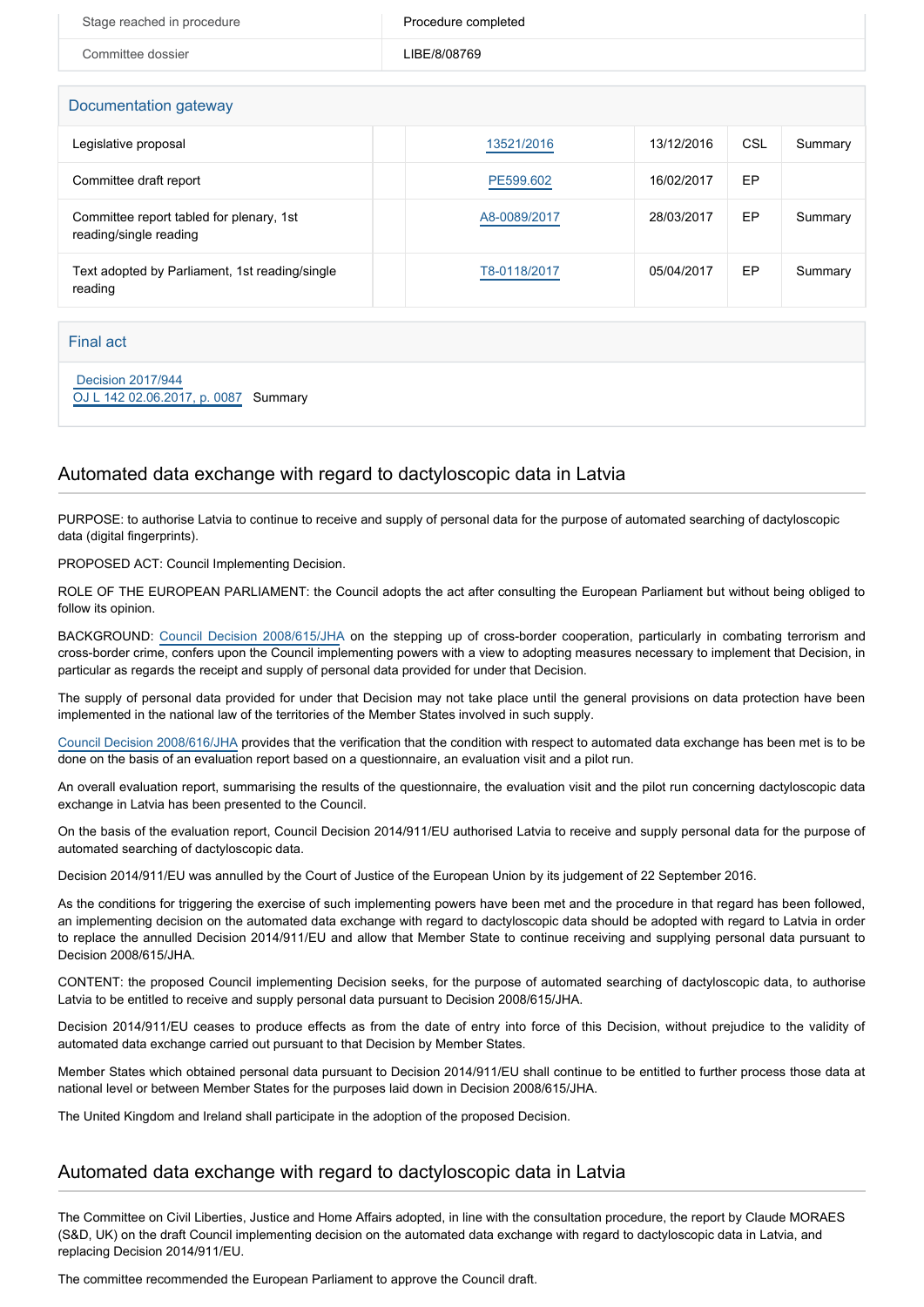| | |
|---|---|
| Stage reached in procedure | Procedure completed |
| Committee dossier | LIBE/8/08769 |

## Documentation gateway

| | | | | | |
|---|---|---|---|---|---|
| Legislative proposal | | 13521/2016 | 13/12/2016 | CSL | Summary |
| Committee draft report | | PE599.602 | 16/02/2017 | EP | |
| Committee report tabled for plenary, 1st reading/single reading | | A8-0089/2017 | 28/03/2017 | EP | Summary |
| Text adopted by Parliament, 1st reading/single reading | | T8-0118/2017 | 05/04/2017 | EP | Summary |

## Final act

Decision 2017/944
OJ L 142 02.06.2017, p. 0087 Summary

## Automated data exchange with regard to dactyloscopic data in Latvia

PURPOSE: to authorise Latvia to continue to receive and supply of personal data for the purpose of automated searching of dactyloscopic data (digital fingerprints).

PROPOSED ACT: Council Implementing Decision.

ROLE OF THE EUROPEAN PARLIAMENT: the Council adopts the act after consulting the European Parliament but without being obliged to follow its opinion.

BACKGROUND: Council Decision 2008/615/JHA on the stepping up of cross-border cooperation, particularly in combating terrorism and cross-border crime, confers upon the Council implementing powers with a view to adopting measures necessary to implement that Decision, in particular as regards the receipt and supply of personal data provided for under that Decision.

The supply of personal data provided for under that Decision may not take place until the general provisions on data protection have been implemented in the national law of the territories of the Member States involved in such supply.

Council Decision 2008/616/JHA provides that the verification that the condition with respect to automated data exchange has been met is to be done on the basis of an evaluation report based on a questionnaire, an evaluation visit and a pilot run.

An overall evaluation report, summarising the results of the questionnaire, the evaluation visit and the pilot run concerning dactyloscopic data exchange in Latvia has been presented to the Council.

On the basis of the evaluation report, Council Decision 2014/911/EU authorised Latvia to receive and supply personal data for the purpose of automated searching of dactyloscopic data.

Decision 2014/911/EU was annulled by the Court of Justice of the European Union by its judgement of 22 September 2016.

As the conditions for triggering the exercise of such implementing powers have been met and the procedure in that regard has been followed, an implementing decision on the automated data exchange with regard to dactyloscopic data should be adopted with regard to Latvia in order to replace the annulled Decision 2014/911/EU and allow that Member State to continue receiving and supplying personal data pursuant to Decision 2008/615/JHA.

CONTENT: the proposed Council implementing Decision seeks, for the purpose of automated searching of dactyloscopic data, to authorise Latvia to be entitled to receive and supply personal data pursuant to Decision 2008/615/JHA.

Decision 2014/911/EU ceases to produce effects as from the date of entry into force of this Decision, without prejudice to the validity of automated data exchange carried out pursuant to that Decision by Member States.

Member States which obtained personal data pursuant to Decision 2014/911/EU shall continue to be entitled to further process those data at national level or between Member States for the purposes laid down in Decision 2008/615/JHA.

The United Kingdom and Ireland shall participate in the adoption of the proposed Decision.

## Automated data exchange with regard to dactyloscopic data in Latvia

The Committee on Civil Liberties, Justice and Home Affairs adopted, in line with the consultation procedure, the report by Claude MORAES (S&D, UK) on the draft Council implementing decision on the automated data exchange with regard to dactyloscopic data in Latvia, and replacing Decision 2014/911/EU.

The committee recommended the European Parliament to approve the Council draft.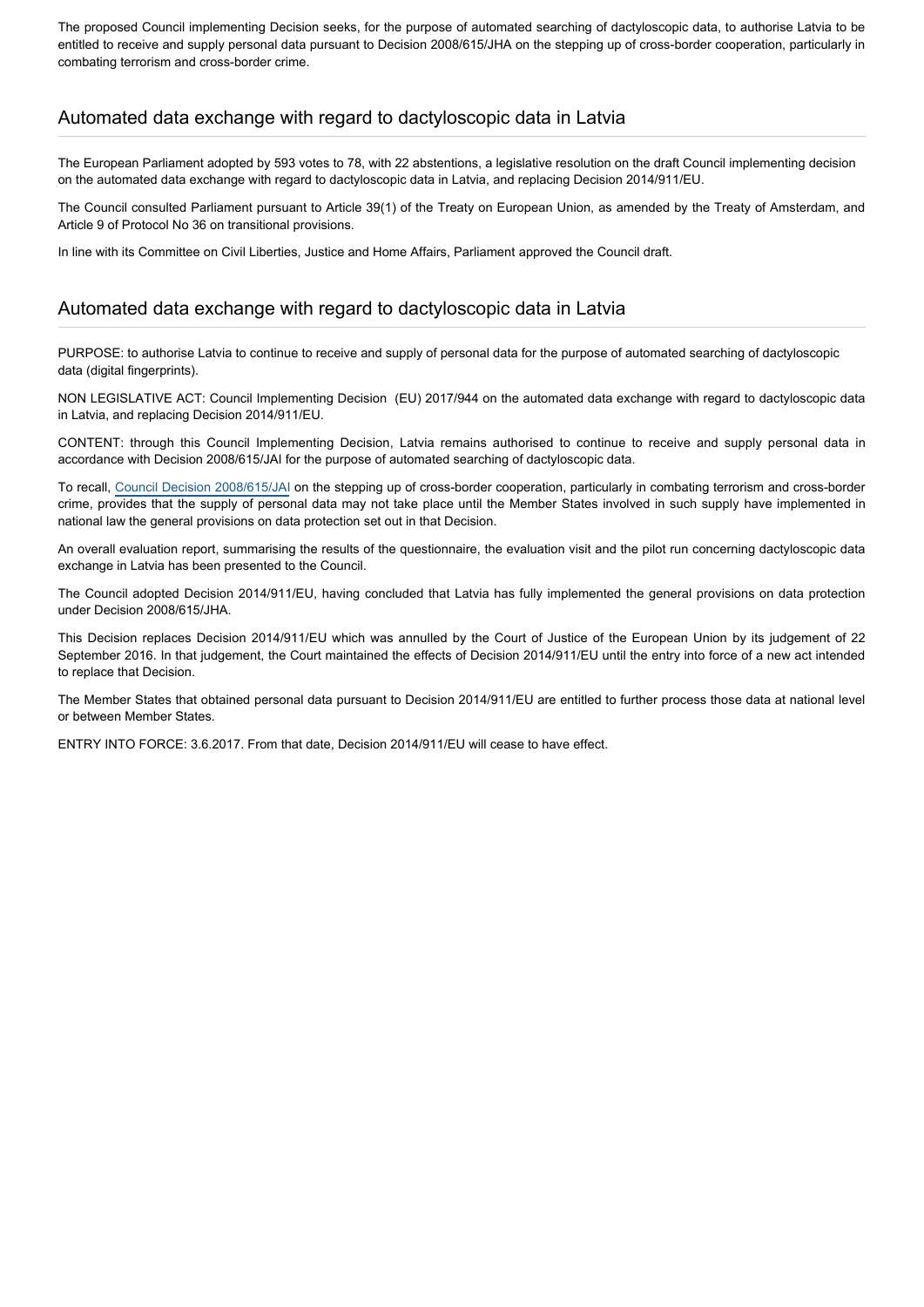The proposed Council implementing Decision seeks, for the purpose of automated searching of dactyloscopic data, to authorise Latvia to be entitled to receive and supply personal data pursuant to Decision 2008/615/JHA on the stepping up of cross-border cooperation, particularly in combating terrorism and cross-border crime.

## Automated data exchange with regard to dactyloscopic data in Latvia

The European Parliament adopted by 593 votes to 78, with 22 abstentions, a legislative resolution on the draft Council implementing decision on the automated data exchange with regard to dactyloscopic data in Latvia, and replacing Decision 2014/911/EU.

The Council consulted Parliament pursuant to Article 39(1) of the Treaty on European Union, as amended by the Treaty of Amsterdam, and Article 9 of Protocol No 36 on transitional provisions.

In line with its Committee on Civil Liberties, Justice and Home Affairs, Parliament approved the Council draft.

## Automated data exchange with regard to dactyloscopic data in Latvia

PURPOSE: to authorise Latvia to continue to receive and supply of personal data for the purpose of automated searching of dactyloscopic data (digital fingerprints).

NON LEGISLATIVE ACT: Council Implementing Decision (EU) 2017/944 on the automated data exchange with regard to dactyloscopic data in Latvia, and replacing Decision 2014/911/EU.

CONTENT: through this Council Implementing Decision, Latvia remains authorised to continue to receive and supply personal data in accordance with Decision 2008/615/JAI for the purpose of automated searching of dactyloscopic data.

To recall, Council Decision 2008/615/JAI on the stepping up of cross-border cooperation, particularly in combating terrorism and cross-border crime, provides that the supply of personal data may not take place until the Member States involved in such supply have implemented in national law the general provisions on data protection set out in that Decision.

An overall evaluation report, summarising the results of the questionnaire, the evaluation visit and the pilot run concerning dactyloscopic data exchange in Latvia has been presented to the Council.

The Council adopted Decision 2014/911/EU, having concluded that Latvia has fully implemented the general provisions on data protection under Decision 2008/615/JHA.

This Decision replaces Decision 2014/911/EU which was annulled by the Court of Justice of the European Union by its judgement of 22 September 2016. In that judgement, the Court maintained the effects of Decision 2014/911/EU until the entry into force of a new act intended to replace that Decision.

The Member States that obtained personal data pursuant to Decision 2014/911/EU are entitled to further process those data at national level or between Member States.

ENTRY INTO FORCE: 3.6.2017. From that date, Decision 2014/911/EU will cease to have effect.